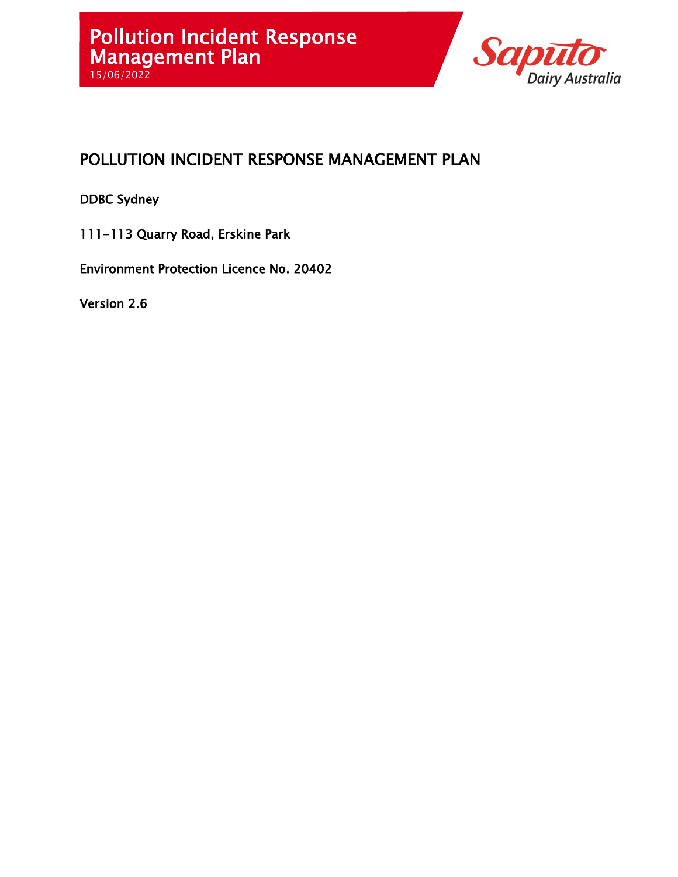# Pollution Incident Response Management Plan

15/06/2022

Saputo Dairy Australia

## POLLUTION INCIDENT RESPONSE MANAGEMENT PLAN

DDBC Sydney

111-113 Quarry Road, Erskine Park

Environment Protection Licence No. 20402

Version 2.6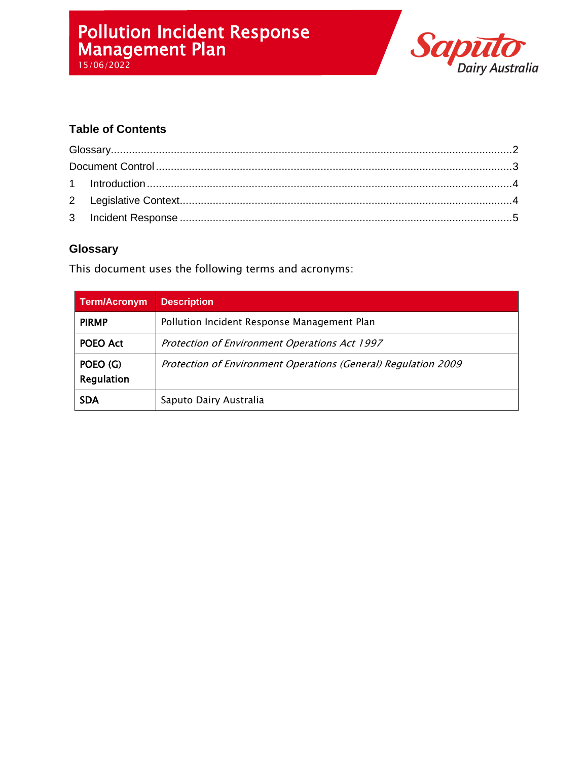# Pollution Incident Response Management Plan

15/06/2022

Saputo Dairy Australia

## Table of Contents

Glossary....................................................................................................................................2
Document Control....................................................................................................................3
1 Introduction............................................................................................................................4
2 Legislative Context..................................................................................................................4
3 Incident Response...................................................................................................................5

## Glossary

This document uses the following terms and acronyms:

| Term/Acronym | Description |
| --- | --- |
| **PIRMP** | Pollution Incident Response Management Plan |
| **POEO Act** | *Protection of Environment Operations Act 1997* |
| **POEO (G) Regulation** | *Protection of Environment Operations (General) Regulation 2009* |
| **SDA** | Saputo Dairy Australia |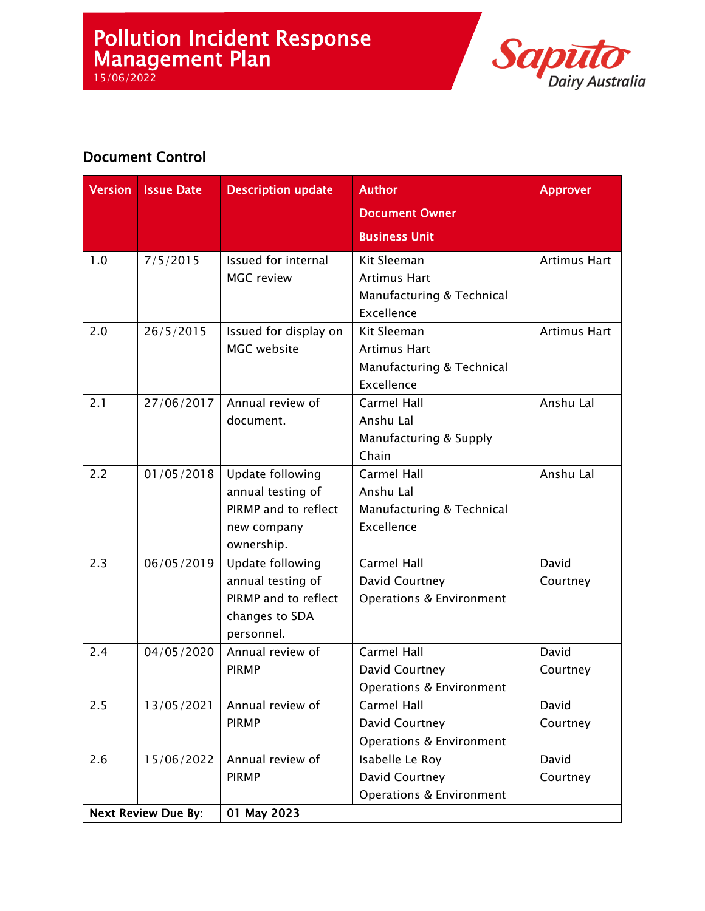## Document Control

| Version | Issue Date | Description update | Author<br>Document Owner<br>Business Unit | Approver |
|---|---|---|---|---|
| 1.0 | 7/5/2015 | Issued for internal MGC review | Kit Sleeman<br>Artimus Hart<br>Manufacturing & Technical Excellence | Artimus Hart |
| 2.0 | 26/5/2015 | Issued for display on MGC website | Kit Sleeman<br>Artimus Hart<br>Manufacturing & Technical Excellence | Artimus Hart |
| 2.1 | 27/06/2017 | Annual review of document. | Carmel Hall<br>Anshu Lal<br>Manufacturing & Supply Chain | Anshu Lal |
| 2.2 | 01/05/2018 | Update following annual testing of PIRMP and to reflect new company ownership. | Carmel Hall<br>Anshu Lal<br>Manufacturing & Technical Excellence | Anshu Lal |
| 2.3 | 06/05/2019 | Update following annual testing of PIRMP and to reflect changes to SDA personnel. | Carmel Hall<br>David Courtney<br>Operations & Environment | David Courtney |
| 2.4 | 04/05/2020 | Annual review of PIRMP | Carmel Hall<br>David Courtney<br>Operations & Environment | David Courtney |
| 2.5 | 13/05/2021 | Annual review of PIRMP | Carmel Hall<br>David Courtney<br>Operations & Environment | David Courtney |
| 2.6 | 15/06/2022 | Annual review of PIRMP | Isabelle Le Roy<br>David Courtney<br>Operations & Environment | David Courtney |
| **Next Review Due By:** | | **01 May 2023** | | |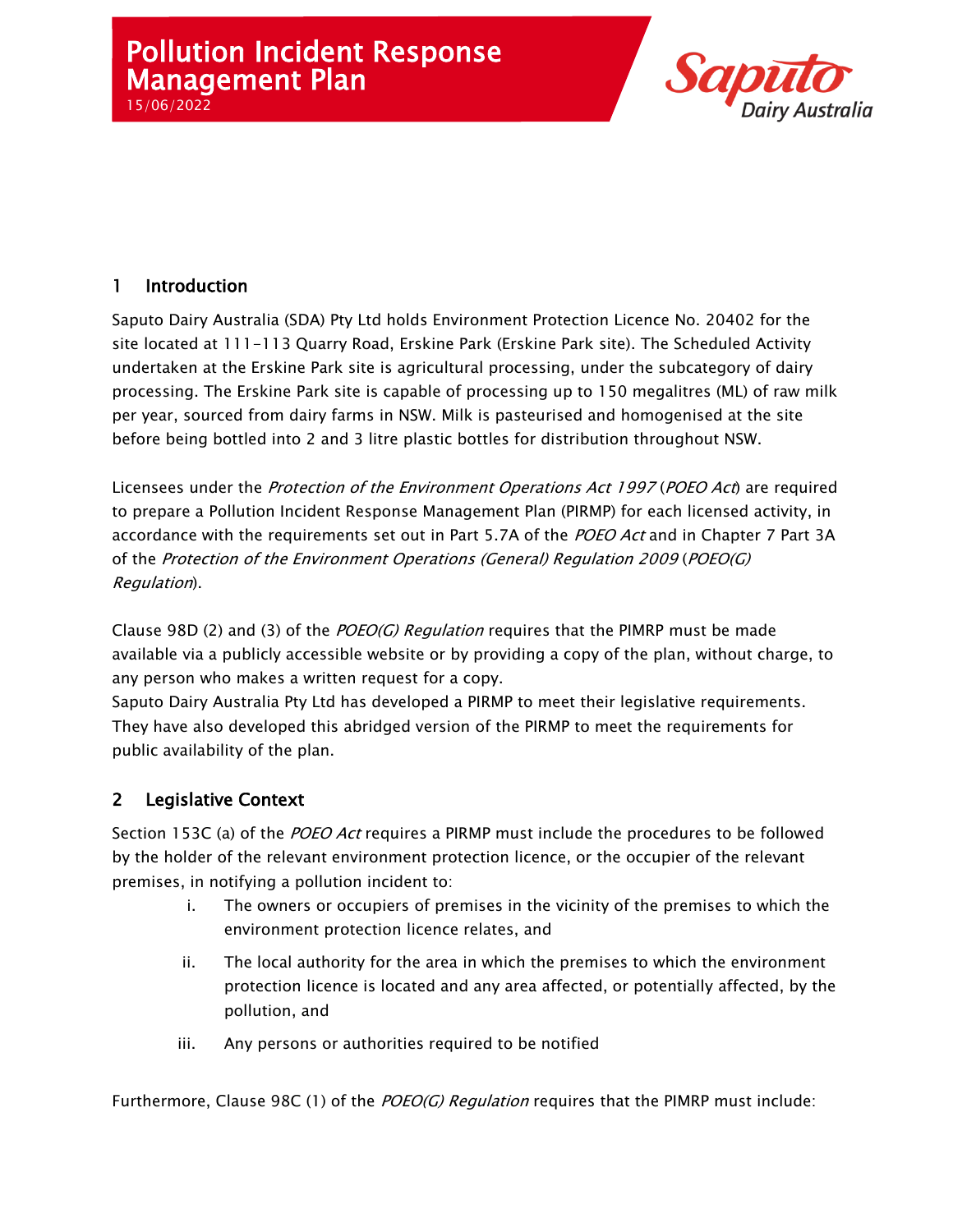# Pollution Incident Response Management Plan

15/06/2022

## 1 Introduction

Saputo Dairy Australia (SDA) Pty Ltd holds Environment Protection Licence No. 20402 for the site located at 111-113 Quarry Road, Erskine Park (Erskine Park site). The Scheduled Activity undertaken at the Erskine Park site is agricultural processing, under the subcategory of dairy processing. The Erskine Park site is capable of processing up to 150 megalitres (ML) of raw milk per year, sourced from dairy farms in NSW. Milk is pasteurised and homogenised at the site before being bottled into 2 and 3 litre plastic bottles for distribution throughout NSW.

Licensees under the *Protection of the Environment Operations Act 1997* (*POEO Act*) are required to prepare a Pollution Incident Response Management Plan (PIRMP) for each licensed activity, in accordance with the requirements set out in Part 5.7A of the *POEO Act* and in Chapter 7 Part 3A of the *Protection of the Environment Operations (General) Regulation 2009* (*POEO(G) Regulation*).

Clause 98D (2) and (3) of the *POEO(G) Regulation* requires that the PIMRP must be made available via a publicly accessible website or by providing a copy of the plan, without charge, to any person who makes a written request for a copy.
Saputo Dairy Australia Pty Ltd has developed a PIRMP to meet their legislative requirements. They have also developed this abridged version of the PIRMP to meet the requirements for public availability of the plan.

## 2 Legislative Context

Section 153C (a) of the *POEO Act* requires a PIRMP must include the procedures to be followed by the holder of the relevant environment protection licence, or the occupier of the relevant premises, in notifying a pollution incident to:

i. The owners or occupiers of premises in the vicinity of the premises to which the environment protection licence relates, and

ii. The local authority for the area in which the premises to which the environment protection licence is located and any area affected, or potentially affected, by the pollution, and

iii. Any persons or authorities required to be notified

Furthermore, Clause 98C (1) of the *POEO(G) Regulation* requires that the PIMRP must include: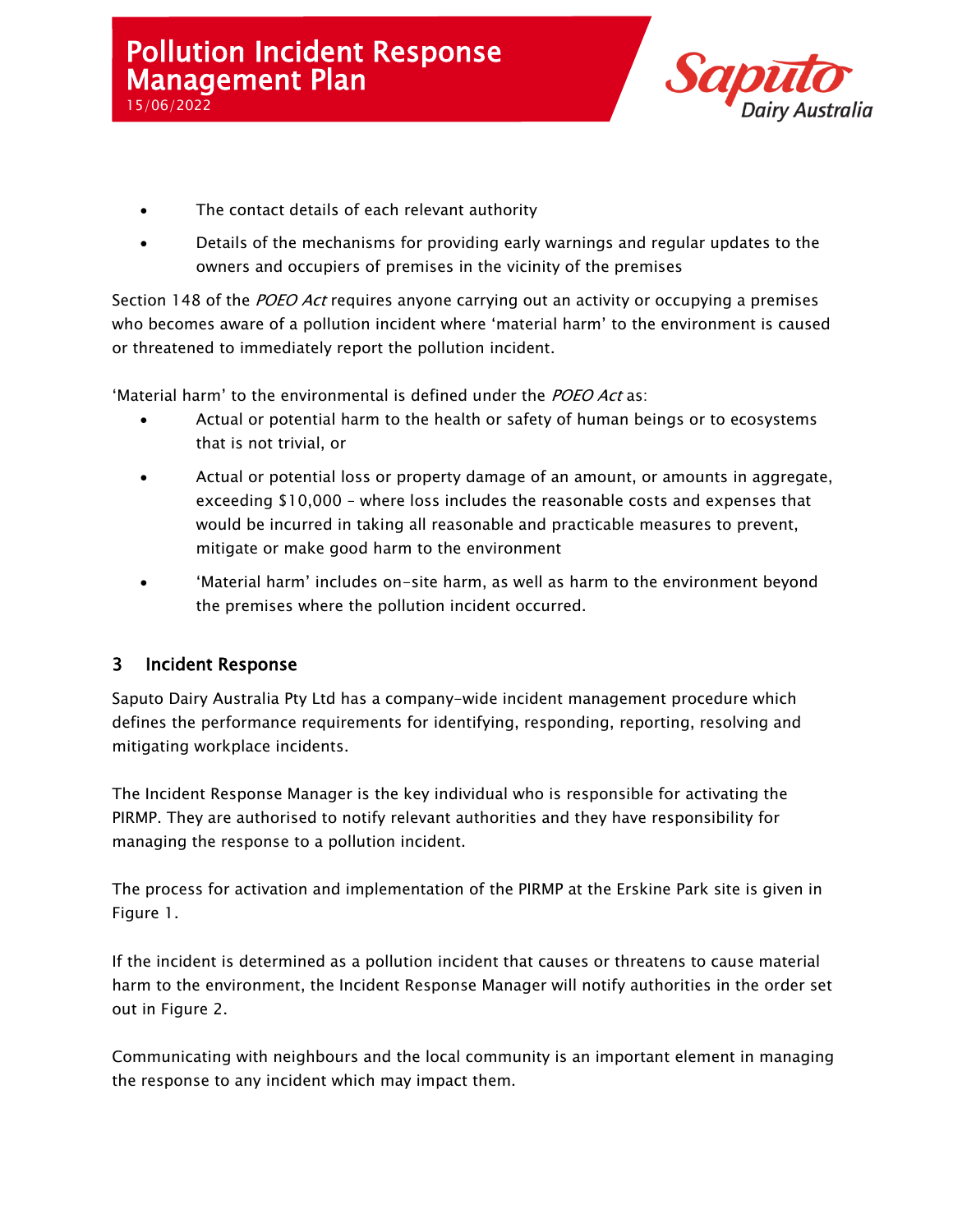- The contact details of each relevant authority
- Details of the mechanisms for providing early warnings and regular updates to the owners and occupiers of premises in the vicinity of the premises

Section 148 of the *POEO Act* requires anyone carrying out an activity or occupying a premises who becomes aware of a pollution incident where 'material harm' to the environment is caused or threatened to immediately report the pollution incident.

'Material harm' to the environmental is defined under the *POEO Act* as:

- Actual or potential harm to the health or safety of human beings or to ecosystems that is not trivial, or
- Actual or potential loss or property damage of an amount, or amounts in aggregate, exceeding $10,000 – where loss includes the reasonable costs and expenses that would be incurred in taking all reasonable and practicable measures to prevent, mitigate or make good harm to the environment
- 'Material harm' includes on-site harm, as well as harm to the environment beyond the premises where the pollution incident occurred.

## 3 Incident Response

Saputo Dairy Australia Pty Ltd has a company-wide incident management procedure which defines the performance requirements for identifying, responding, reporting, resolving and mitigating workplace incidents.

The Incident Response Manager is the key individual who is responsible for activating the PIRMP. They are authorised to notify relevant authorities and they have responsibility for managing the response to a pollution incident.

The process for activation and implementation of the PIRMP at the Erskine Park site is given in Figure 1.

If the incident is determined as a pollution incident that causes or threatens to cause material harm to the environment, the Incident Response Manager will notify authorities in the order set out in Figure 2.

Communicating with neighbours and the local community is an important element in managing the response to any incident which may impact them.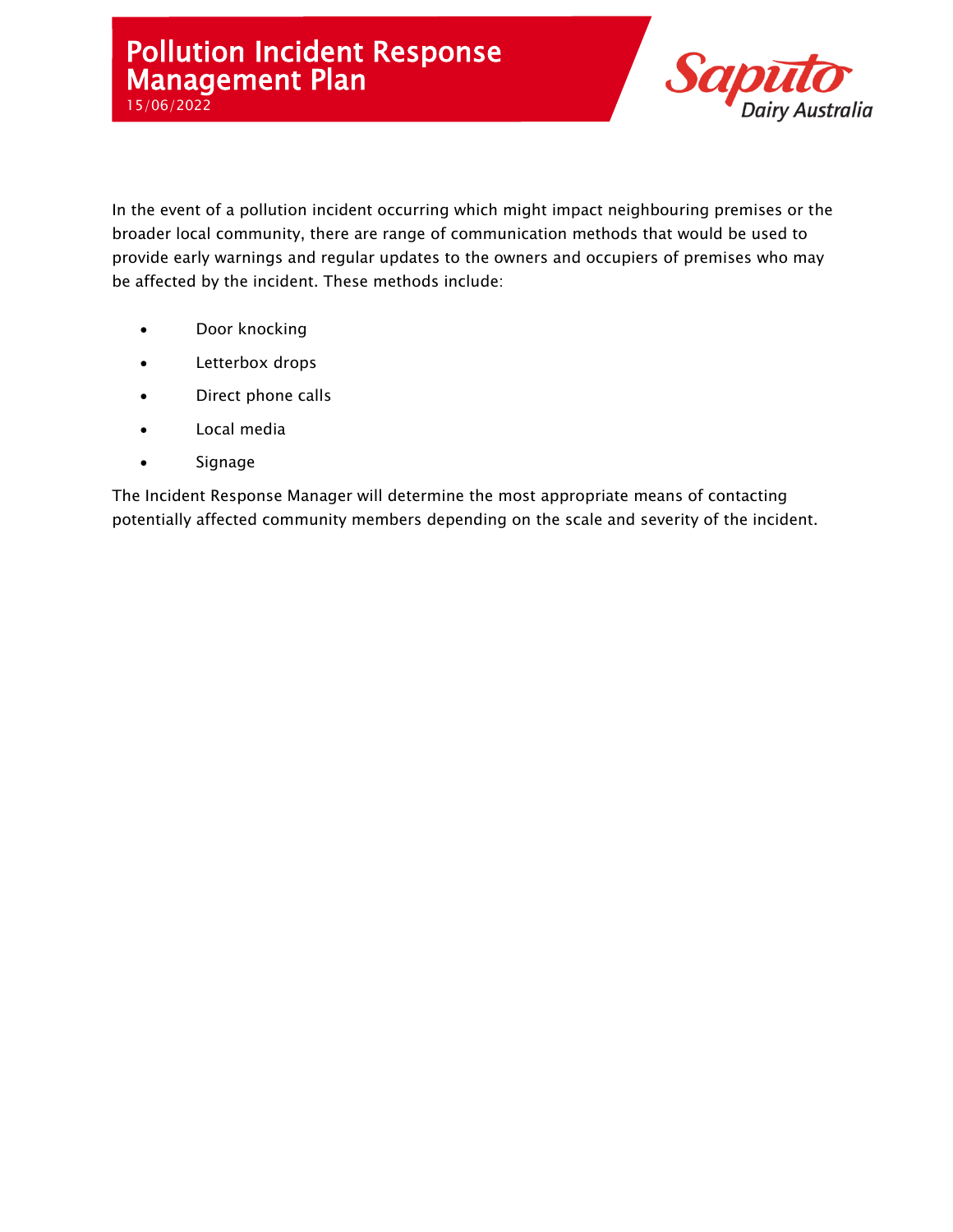In the event of a pollution incident occurring which might impact neighbouring premises or the broader local community, there are range of communication methods that would be used to provide early warnings and regular updates to the owners and occupiers of premises who may be affected by the incident. These methods include:

- Door knocking
- Letterbox drops
- Direct phone calls
- Local media
- Signage

The Incident Response Manager will determine the most appropriate means of contacting potentially affected community members depending on the scale and severity of the incident.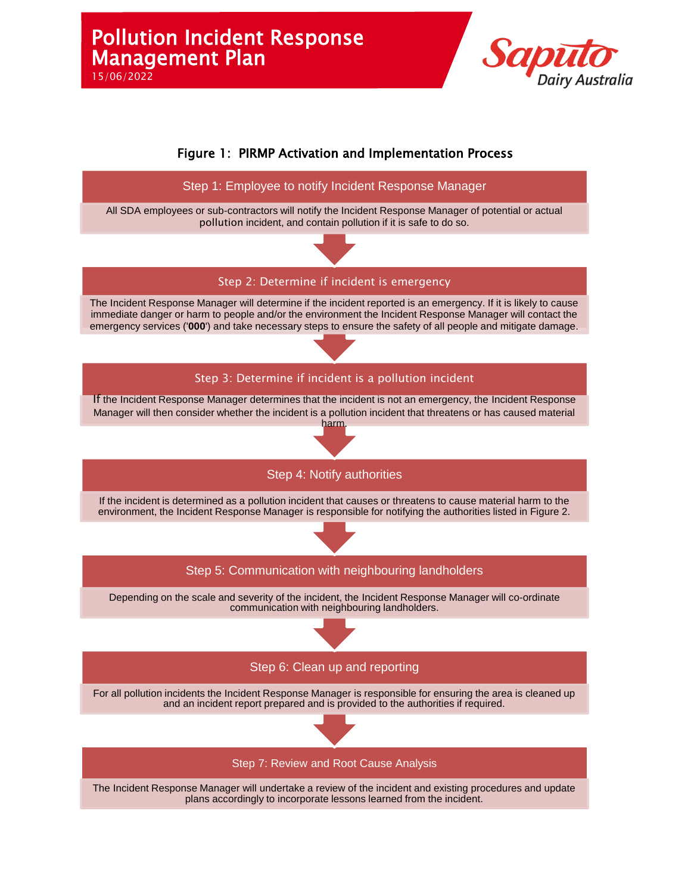**Figure 1: PIRMP Activation and Implementation Process**

### Step 1: Employee to notify Incident Response Manager

All SDA employees or sub-contractors will notify the Incident Response Manager of potential or actual pollution incident, and contain pollution if it is safe to do so.

### Step 2: Determine if incident is emergency

The Incident Response Manager will determine if the incident reported is an emergency. If it is likely to cause immediate danger or harm to people and/or the environment the Incident Response Manager will contact the emergency services ('**000**') and take necessary steps to ensure the safety of all people and mitigate damage.

### Step 3: Determine if incident is a pollution incident

If the Incident Response Manager determines that the incident is not an emergency, the Incident Response Manager will then consider whether the incident is a pollution incident that threatens or has caused material harm.

### Step 4: Notify authorities

If the incident is determined as a pollution incident that causes or threatens to cause material harm to the environment, the Incident Response Manager is responsible for notifying the authorities listed in Figure 2.

### Step 5: Communication with neighbouring landholders

Depending on the scale and severity of the incident, the Incident Response Manager will co-ordinate communication with neighbouring landholders.

### Step 6: Clean up and reporting

For all pollution incidents the Incident Response Manager is responsible for ensuring the area is cleaned up and an incident report prepared and is provided to the authorities if required.

### Step 7: Review and Root Cause Analysis

The Incident Response Manager will undertake a review of the incident and existing procedures and update plans accordingly to incorporate lessons learned from the incident.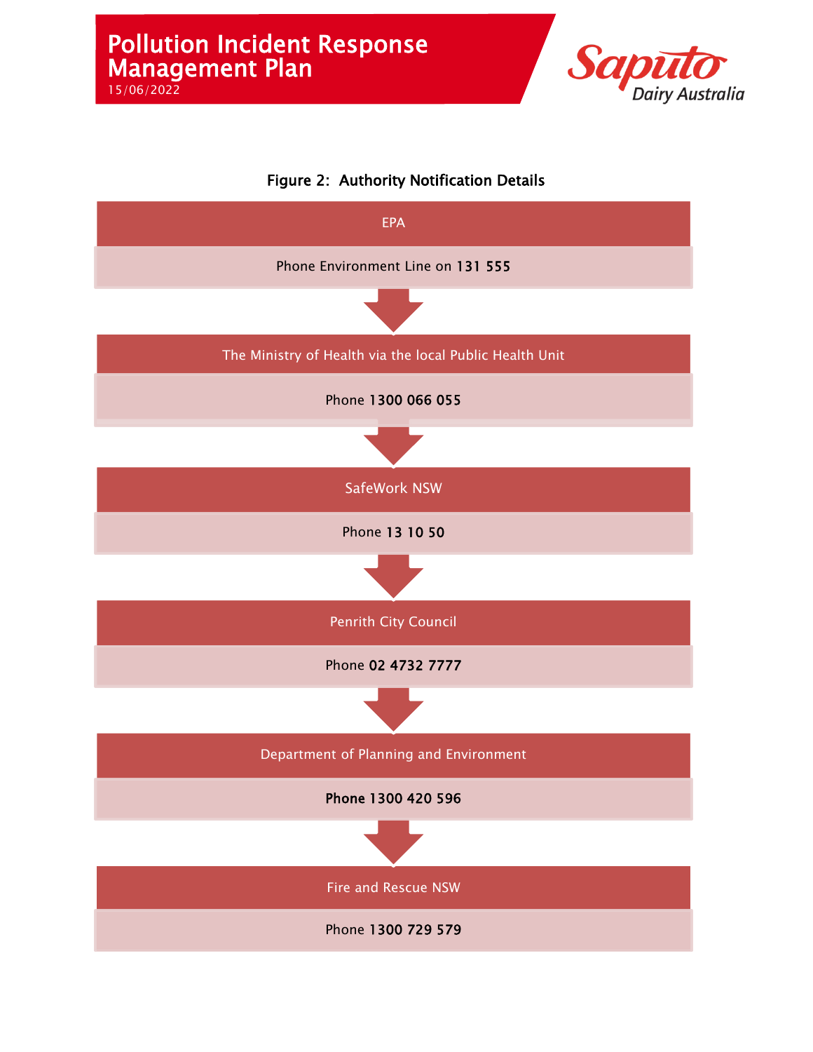**Figure 2: Authority Notification Details**

EPA

Phone Environment Line on **131 555**

The Ministry of Health via the local Public Health Unit

Phone **1300 066 055**

SafeWork NSW

Phone **13 10 50**

Penrith City Council

Phone **02 4732 7777**

Department of Planning and Environment

**Phone 1300 420 596**

Fire and Rescue NSW

Phone **1300 729 579**